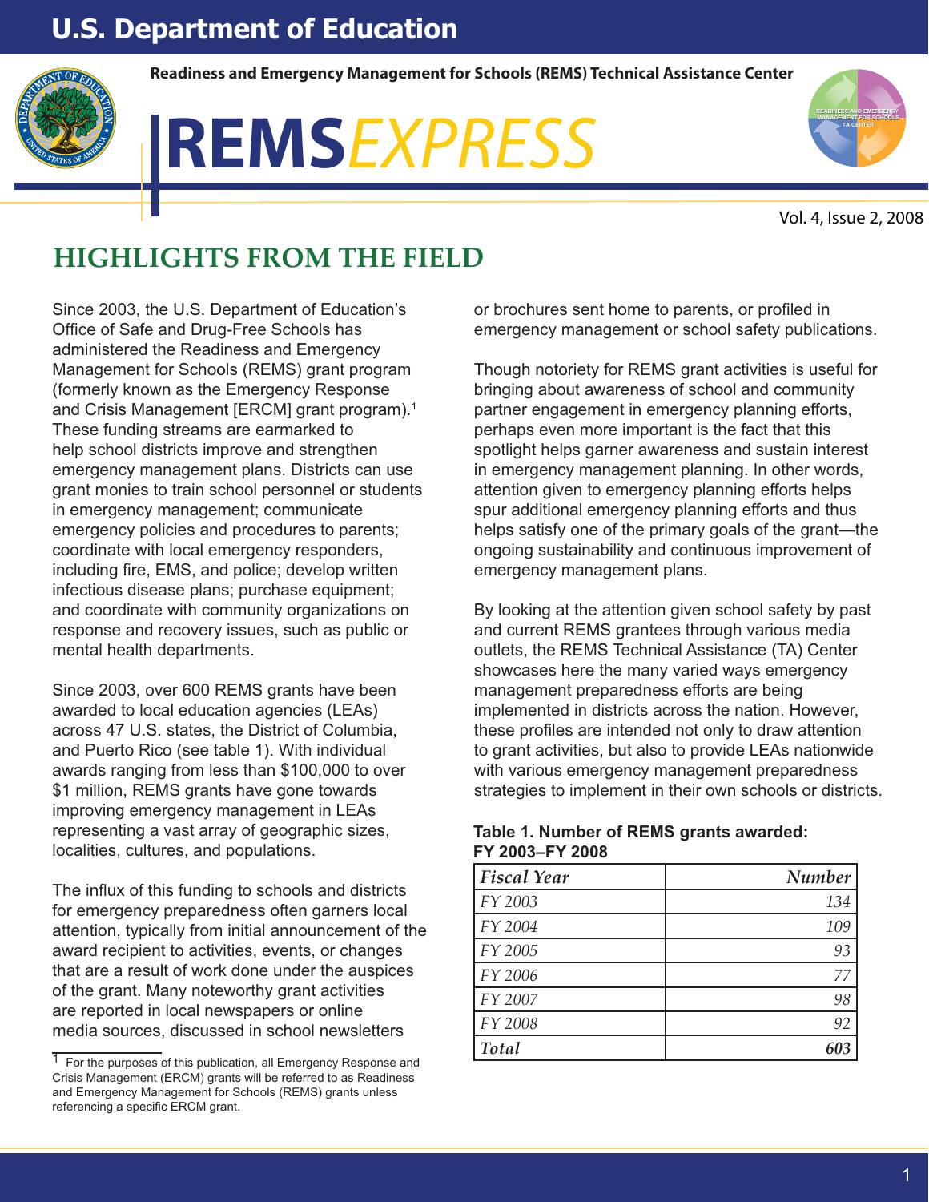# U.S. Department of Education

Readiness and Emergency Management for Schools (REMS) Technical Assistance Center

# REMS*EXPRESS*

Vol. 4, Issue 2, 2008

## HIGHLIGHTS FROM THE FIELD

Since 2003, the U.S. Department of Education's Office of Safe and Drug-Free Schools has administered the Readiness and Emergency Management for Schools (REMS) grant program (formerly known as the Emergency Response and Crisis Management [ERCM] grant program).[1] These funding streams are earmarked to help school districts improve and strengthen emergency management plans. Districts can use grant monies to train school personnel or students in emergency management; communicate emergency policies and procedures to parents; coordinate with local emergency responders, including fire, EMS, and police; develop written infectious disease plans; purchase equipment; and coordinate with community organizations on response and recovery issues, such as public or mental health departments.

Since 2003, over 600 REMS grants have been awarded to local education agencies (LEAs) across 47 U.S. states, the District of Columbia, and Puerto Rico (see table 1). With individual awards ranging from less than $100,000 to over $1 million, REMS grants have gone towards improving emergency management in LEAs representing a vast array of geographic sizes, localities, cultures, and populations.

The influx of this funding to schools and districts for emergency preparedness often garners local attention, typically from initial announcement of the award recipient to activities, events, or changes that are a result of work done under the auspices of the grant. Many noteworthy grant activities are reported in local newspapers or online media sources, discussed in school newsletters or brochures sent home to parents, or profiled in emergency management or school safety publications.

Though notoriety for REMS grant activities is useful for bringing about awareness of school and community partner engagement in emergency planning efforts, perhaps even more important is the fact that this spotlight helps garner awareness and sustain interest in emergency management planning. In other words, attention given to emergency planning efforts helps spur additional emergency planning efforts and thus helps satisfy one of the primary goals of the grant—the ongoing sustainability and continuous improvement of emergency management plans.

By looking at the attention given school safety by past and current REMS grantees through various media outlets, the REMS Technical Assistance (TA) Center showcases here the many varied ways emergency management preparedness efforts are being implemented in districts across the nation. However, these profiles are intended not only to draw attention to grant activities, but also to provide LEAs nationwide with various emergency management preparedness strategies to implement in their own schools or districts.

**Table 1. Number of REMS grants awarded: FY 2003–FY 2008**

| *Fiscal Year* | *Number* |
|---|---:|
| *FY 2003* | *134* |
| *FY 2004* | *109* |
| *FY 2005* | *93* |
| *FY 2006* | *77* |
| *FY 2007* | *98* |
| *FY 2008* | *92* |
| ***Total*** | ***603*** |

[1] For the purposes of this publication, all Emergency Response and Crisis Management (ERCM) grants will be referred to as Readiness and Emergency Management for Schools (REMS) grants unless referencing a specific ERCM grant.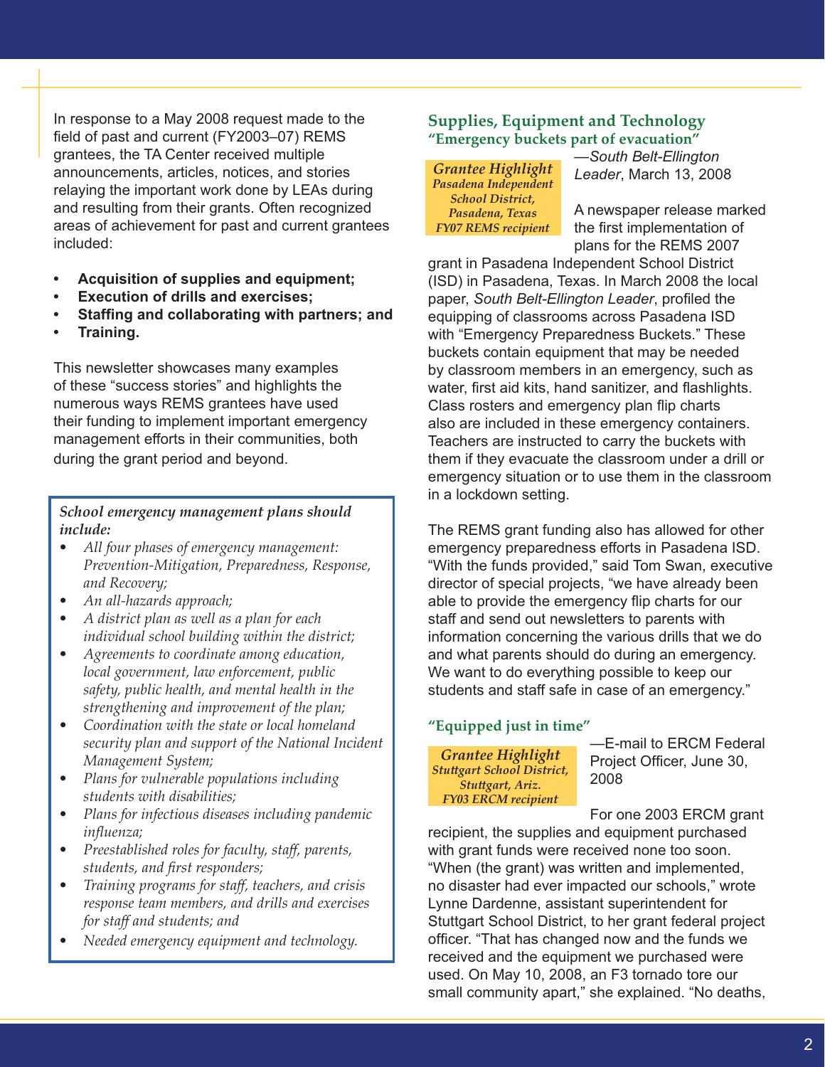In response to a May 2008 request made to the field of past and current (FY2003–07) REMS grantees, the TA Center received multiple announcements, articles, notices, and stories relaying the important work done by LEAs during and resulting from their grants. Often recognized areas of achievement for past and current grantees included:

- **Acquisition of supplies and equipment;**
- **Execution of drills and exercises;**
- **Staffing and collaborating with partners; and**
- **Training.**

This newsletter showcases many examples of these "success stories" and highlights the numerous ways REMS grantees have used their funding to implement important emergency management efforts in their communities, both during the grant period and beyond.

> *School emergency management plans should include:*
>
> - *All four phases of emergency management: Prevention-Mitigation, Preparedness, Response, and Recovery;*
> - *An all-hazards approach;*
> - *A district plan as well as a plan for each individual school building within the district;*
> - *Agreements to coordinate among education, local government, law enforcement, public safety, public health, and mental health in the strengthening and improvement of the plan;*
> - *Coordination with the state or local homeland security plan and support of the National Incident Management System;*
> - *Plans for vulnerable populations including students with disabilities;*
> - *Plans for infectious diseases including pandemic influenza;*
> - *Preestablished roles for faculty, staff, parents, students, and first responders;*
> - *Training programs for staff, teachers, and crisis response team members, and drills and exercises for staff and students; and*
> - *Needed emergency equipment and technology.*

## Supplies, Equipment and Technology

### "Emergency buckets part of evacuation"

—*South Belt-Ellington Leader*, March 13, 2008

> *Grantee Highlight*
> *Pasadena Independent School District, Pasadena, Texas*
> *FY07 REMS recipient*

A newspaper release marked the first implementation of plans for the REMS 2007 grant in Pasadena Independent School District (ISD) in Pasadena, Texas. In March 2008 the local paper, *South Belt-Ellington Leader*, profiled the equipping of classrooms across Pasadena ISD with "Emergency Preparedness Buckets." These buckets contain equipment that may be needed by classroom members in an emergency, such as water, first aid kits, hand sanitizer, and flashlights. Class rosters and emergency plan flip charts also are included in these emergency containers. Teachers are instructed to carry the buckets with them if they evacuate the classroom under a drill or emergency situation or to use them in the classroom in a lockdown setting.

The REMS grant funding also has allowed for other emergency preparedness efforts in Pasadena ISD. "With the funds provided," said Tom Swan, executive director of special projects, "we have already been able to provide the emergency flip charts for our staff and send out newsletters to parents with information concerning the various drills that we do and what parents should do during an emergency. We want to do everything possible to keep our students and staff safe in case of an emergency."

### "Equipped just in time"

—E-mail to ERCM Federal Project Officer, June 30, 2008

> *Grantee Highlight*
> *Stuttgart School District, Stuttgart, Ariz.*
> *FY03 ERCM recipient*

For one 2003 ERCM grant recipient, the supplies and equipment purchased with grant funds were received none too soon. "When (the grant) was written and implemented, no disaster had ever impacted our schools," wrote Lynne Dardenne, assistant superintendent for Stuttgart School District, to her grant federal project officer. "That has changed now and the funds we received and the equipment we purchased were used. On May 10, 2008, an F3 tornado tore our small community apart," she explained. "No deaths,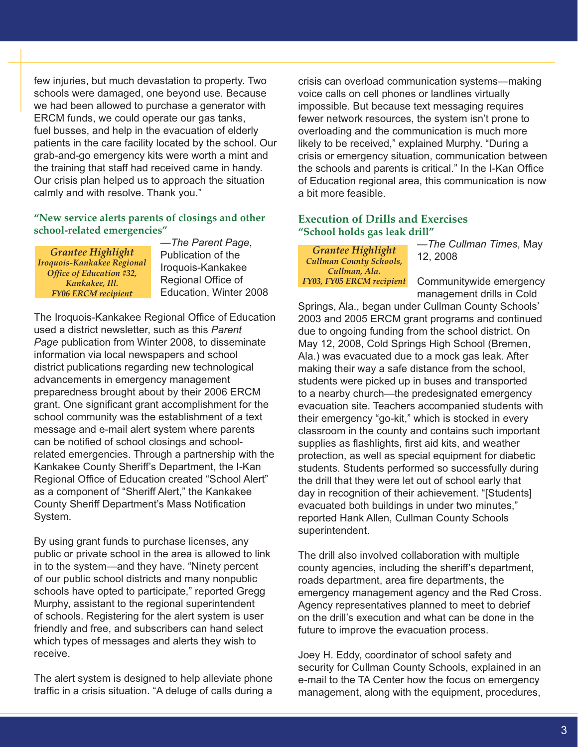few injuries, but much devastation to property. Two schools were damaged, one beyond use. Because we had been allowed to purchase a generator with ERCM funds, we could operate our gas tanks, fuel busses, and help in the evacuation of elderly patients in the care facility located by the school. Our grab-and-go emergency kits were worth a mint and the training that staff had received came in handy. Our crisis plan helped us to approach the situation calmly and with resolve. Thank you."

### "New service alerts parents of closings and other school-related emergencies"

**Grantee Highlight**
*Iroquois-Kankakee Regional Office of Education #32, Kankakee, Ill.*
*FY06 ERCM recipient*

—*The Parent Page*, Publication of the Iroquois-Kankakee Regional Office of Education, Winter 2008

The Iroquois-Kankakee Regional Office of Education used a district newsletter, such as this *Parent Page* publication from Winter 2008, to disseminate information via local newspapers and school district publications regarding new technological advancements in emergency management preparedness brought about by their 2006 ERCM grant. One significant grant accomplishment for the school community was the establishment of a text message and e-mail alert system where parents can be notified of school closings and school-related emergencies. Through a partnership with the Kankakee County Sheriff's Department, the I-Kan Regional Office of Education created "School Alert" as a component of "Sheriff Alert," the Kankakee County Sheriff Department's Mass Notification System.

By using grant funds to purchase licenses, any public or private school in the area is allowed to link in to the system—and they have. "Ninety percent of our public school districts and many nonpublic schools have opted to participate," reported Gregg Murphy, assistant to the regional superintendent of schools. Registering for the alert system is user friendly and free, and subscribers can hand select which types of messages and alerts they wish to receive.

The alert system is designed to help alleviate phone traffic in a crisis situation. "A deluge of calls during a crisis can overload communication systems—making voice calls on cell phones or landlines virtually impossible. But because text messaging requires fewer network resources, the system isn't prone to overloading and the communication is much more likely to be received," explained Murphy. "During a crisis or emergency situation, communication between the schools and parents is critical." In the I-Kan Office of Education regional area, this communication is now a bit more feasible.

## Execution of Drills and Exercises

### "School holds gas leak drill"

**Grantee Highlight**
*Cullman County Schools, Cullman, Ala.*
*FY03, FY05 ERCM recipient*

—*The Cullman Times*, May 12, 2008

Communitywide emergency management drills in Cold Springs, Ala., began under Cullman County Schools' 2003 and 2005 ERCM grant programs and continued due to ongoing funding from the school district. On May 12, 2008, Cold Springs High School (Bremen, Ala.) was evacuated due to a mock gas leak. After making their way a safe distance from the school, students were picked up in buses and transported to a nearby church—the predesignated emergency evacuation site. Teachers accompanied students with their emergency "go-kit," which is stocked in every classroom in the county and contains such important supplies as flashlights, first aid kits, and weather protection, as well as special equipment for diabetic students. Students performed so successfully during the drill that they were let out of school early that day in recognition of their achievement. "[Students] evacuated both buildings in under two minutes," reported Hank Allen, Cullman County Schools superintendent.

The drill also involved collaboration with multiple county agencies, including the sheriff's department, roads department, area fire departments, the emergency management agency and the Red Cross. Agency representatives planned to meet to debrief on the drill's execution and what can be done in the future to improve the evacuation process.

Joey H. Eddy, coordinator of school safety and security for Cullman County Schools, explained in an e-mail to the TA Center how the focus on emergency management, along with the equipment, procedures,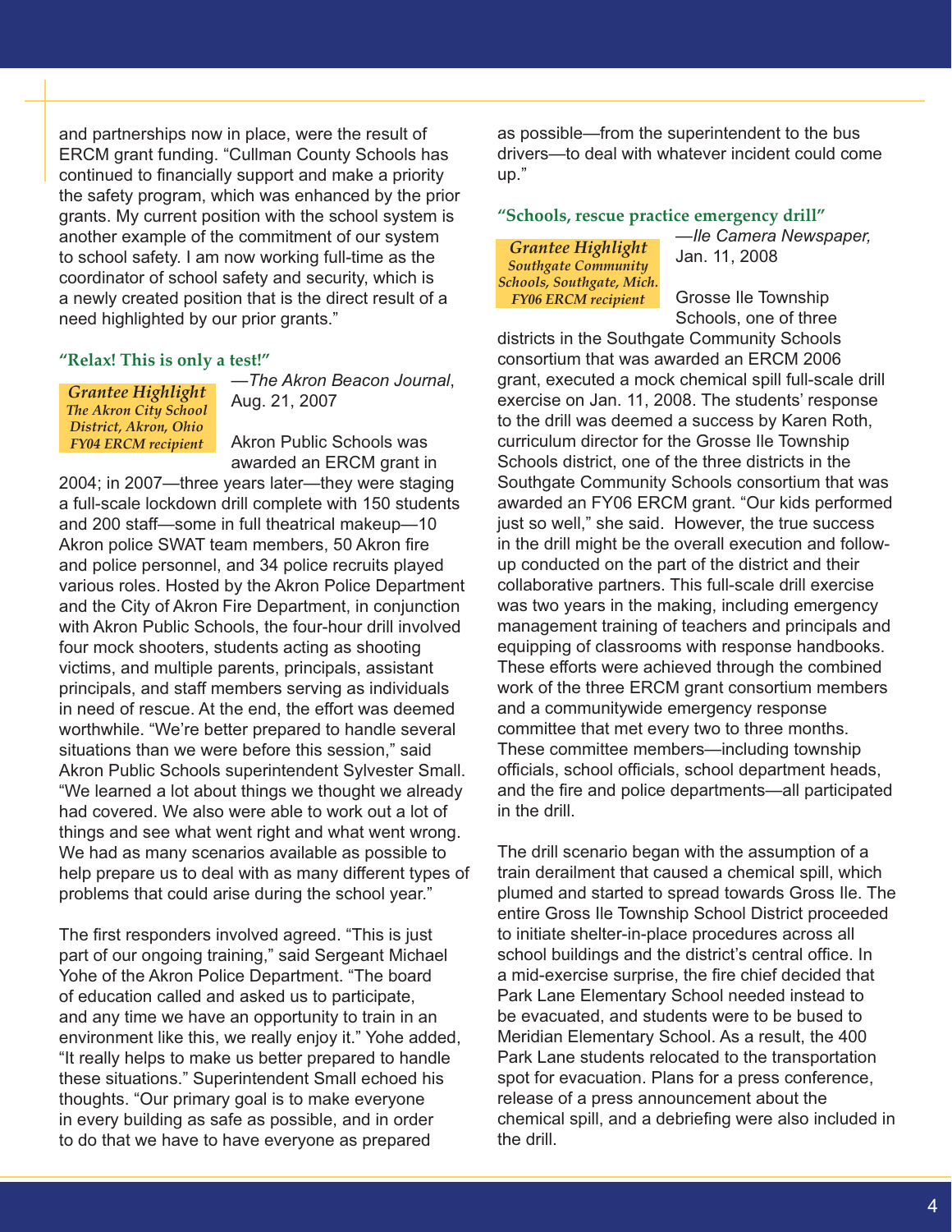and partnerships now in place, were the result of ERCM grant funding. "Cullman County Schools has continued to financially support and make a priority the safety program, which was enhanced by the prior grants. My current position with the school system is another example of the commitment of our system to school safety. I am now working full-time as the coordinator of school safety and security, which is a newly created position that is the direct result of a need highlighted by our prior grants."

### "Relax! This is only a test!"

*Grantee Highlight*
*The Akron City School District, Akron, Ohio*
*FY04 ERCM recipient*

—*The Akron Beacon Journal*, Aug. 21, 2007

Akron Public Schools was awarded an ERCM grant in 2004; in 2007—three years later—they were staging a full-scale lockdown drill complete with 150 students and 200 staff—some in full theatrical makeup—10 Akron police SWAT team members, 50 Akron fire and police personnel, and 34 police recruits played various roles. Hosted by the Akron Police Department and the City of Akron Fire Department, in conjunction with Akron Public Schools, the four-hour drill involved four mock shooters, students acting as shooting victims, and multiple parents, principals, assistant principals, and staff members serving as individuals in need of rescue. At the end, the effort was deemed worthwhile. "We're better prepared to handle several situations than we were before this session," said Akron Public Schools superintendent Sylvester Small. "We learned a lot about things we thought we already had covered. We also were able to work out a lot of things and see what went right and what went wrong. We had as many scenarios available as possible to help prepare us to deal with as many different types of problems that could arise during the school year."

The first responders involved agreed. "This is just part of our ongoing training," said Sergeant Michael Yohe of the Akron Police Department. "The board of education called and asked us to participate, and any time we have an opportunity to train in an environment like this, we really enjoy it." Yohe added, "It really helps to make us better prepared to handle these situations." Superintendent Small echoed his thoughts. "Our primary goal is to make everyone in every building as safe as possible, and in order to do that we have to have everyone as prepared as possible—from the superintendent to the bus drivers—to deal with whatever incident could come up."

### "Schools, rescue practice emergency drill"

*Grantee Highlight*
*Southgate Community Schools, Southgate, Mich.*
*FY06 ERCM recipient*

—*Ile Camera Newspaper*, Jan. 11, 2008

Grosse Ile Township Schools, one of three districts in the Southgate Community Schools consortium that was awarded an ERCM 2006 grant, executed a mock chemical spill full-scale drill exercise on Jan. 11, 2008. The students' response to the drill was deemed a success by Karen Roth, curriculum director for the Grosse Ile Township Schools district, one of the three districts in the Southgate Community Schools consortium that was awarded an FY06 ERCM grant. "Our kids performed just so well," she said. However, the true success in the drill might be the overall execution and follow-up conducted on the part of the district and their collaborative partners. This full-scale drill exercise was two years in the making, including emergency management training of teachers and principals and equipping of classrooms with response handbooks. These efforts were achieved through the combined work of the three ERCM grant consortium members and a communitywide emergency response committee that met every two to three months. These committee members—including township officials, school officials, school department heads, and the fire and police departments—all participated in the drill.

The drill scenario began with the assumption of a train derailment that caused a chemical spill, which plumed and started to spread towards Gross Ile. The entire Gross Ile Township School District proceeded to initiate shelter-in-place procedures across all school buildings and the district's central office. In a mid-exercise surprise, the fire chief decided that Park Lane Elementary School needed instead to be evacuated, and students were to be bused to Meridian Elementary School. As a result, the 400 Park Lane students relocated to the transportation spot for evacuation. Plans for a press conference, release of a press announcement about the chemical spill, and a debriefing were also included in the drill.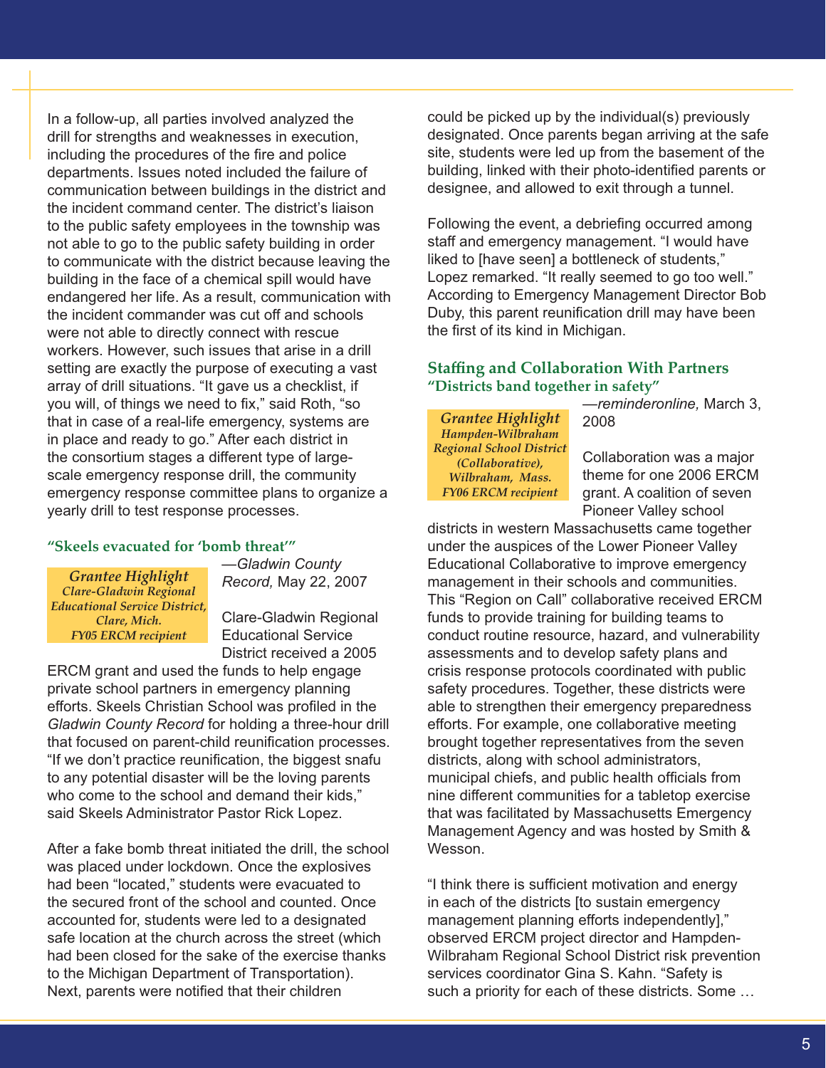In a follow-up, all parties involved analyzed the drill for strengths and weaknesses in execution, including the procedures of the fire and police departments. Issues noted included the failure of communication between buildings in the district and the incident command center. The district's liaison to the public safety employees in the township was not able to go to the public safety building in order to communicate with the district because leaving the building in the face of a chemical spill would have endangered her life. As a result, communication with the incident commander was cut off and schools were not able to directly connect with rescue workers. However, such issues that arise in a drill setting are exactly the purpose of executing a vast array of drill situations. "It gave us a checklist, if you will, of things we need to fix," said Roth, "so that in case of a real-life emergency, systems are in place and ready to go." After each district in the consortium stages a different type of large-scale emergency response drill, the community emergency response committee plans to organize a yearly drill to test response processes.

### "Skeels evacuated for 'bomb threat'"

—*Gladwin County Record,* May 22, 2007

> ***Grantee Highlight***
> ***Clare-Gladwin Regional Educational Service District, Clare, Mich.***
> ***FY05 ERCM recipient***

Clare-Gladwin Regional Educational Service District received a 2005 ERCM grant and used the funds to help engage private school partners in emergency planning efforts. Skeels Christian School was profiled in the *Gladwin County Record* for holding a three-hour drill that focused on parent-child reunification processes. "If we don't practice reunification, the biggest snafu to any potential disaster will be the loving parents who come to the school and demand their kids," said Skeels Administrator Pastor Rick Lopez.

After a fake bomb threat initiated the drill, the school was placed under lockdown. Once the explosives had been "located," students were evacuated to the secured front of the school and counted. Once accounted for, students were led to a designated safe location at the church across the street (which had been closed for the sake of the exercise thanks to the Michigan Department of Transportation). Next, parents were notified that their children could be picked up by the individual(s) previously designated. Once parents began arriving at the safe site, students were led up from the basement of the building, linked with their photo-identified parents or designee, and allowed to exit through a tunnel.

Following the event, a debriefing occurred among staff and emergency management. "I would have liked to [have seen] a bottleneck of students," Lopez remarked. "It really seemed to go too well." According to Emergency Management Director Bob Duby, this parent reunification drill may have been the first of its kind in Michigan.

## Staffing and Collaboration With Partners

### "Districts band together in safety"

—*reminderonline,* March 3, 2008

> ***Grantee Highlight***
> ***Hampden-Wilbraham Regional School District (Collaborative), Wilbraham, Mass.***
> ***FY06 ERCM recipient***

Collaboration was a major theme for one 2006 ERCM grant. A coalition of seven Pioneer Valley school districts in western Massachusetts came together under the auspices of the Lower Pioneer Valley Educational Collaborative to improve emergency management in their schools and communities. This "Region on Call" collaborative received ERCM funds to provide training for building teams to conduct routine resource, hazard, and vulnerability assessments and to develop safety plans and crisis response protocols coordinated with public safety procedures. Together, these districts were able to strengthen their emergency preparedness efforts. For example, one collaborative meeting brought together representatives from the seven districts, along with school administrators, municipal chiefs, and public health officials from nine different communities for a tabletop exercise that was facilitated by Massachusetts Emergency Management Agency and was hosted by Smith & Wesson.

"I think there is sufficient motivation and energy in each of the districts [to sustain emergency management planning efforts independently]," observed ERCM project director and Hampden-Wilbraham Regional School District risk prevention services coordinator Gina S. Kahn. "Safety is such a priority for each of these districts. Some …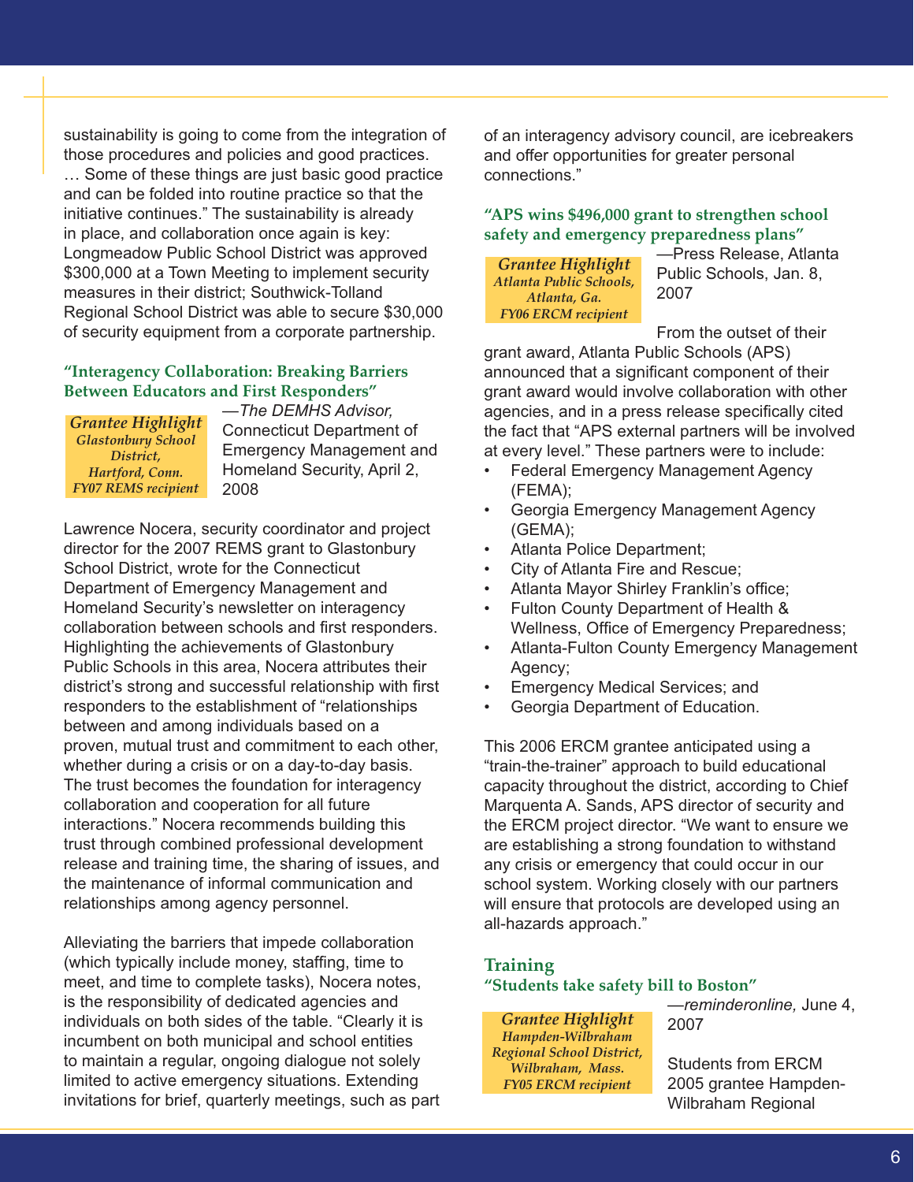sustainability is going to come from the integration of those procedures and policies and good practices. … Some of these things are just basic good practice and can be folded into routine practice so that the initiative continues." The sustainability is already in place, and collaboration once again is key: Longmeadow Public School District was approved $300,000 at a Town Meeting to implement security measures in their district; Southwick-Tolland Regional School District was able to secure $30,000 of security equipment from a corporate partnership.

### "Interagency Collaboration: Breaking Barriers Between Educators and First Responders"

*Grantee Highlight*
*Glastonbury School District, Hartford, Conn.*
*FY07 REMS recipient*

—*The DEMHS Advisor,* Connecticut Department of Emergency Management and Homeland Security, April 2, 2008

Lawrence Nocera, security coordinator and project director for the 2007 REMS grant to Glastonbury School District, wrote for the Connecticut Department of Emergency Management and Homeland Security's newsletter on interagency collaboration between schools and first responders. Highlighting the achievements of Glastonbury Public Schools in this area, Nocera attributes their district's strong and successful relationship with first responders to the establishment of "relationships between and among individuals based on a proven, mutual trust and commitment to each other, whether during a crisis or on a day-to-day basis. The trust becomes the foundation for interagency collaboration and cooperation for all future interactions." Nocera recommends building this trust through combined professional development release and training time, the sharing of issues, and the maintenance of informal communication and relationships among agency personnel.

Alleviating the barriers that impede collaboration (which typically include money, staffing, time to meet, and time to complete tasks), Nocera notes, is the responsibility of dedicated agencies and individuals on both sides of the table. "Clearly it is incumbent on both municipal and school entities to maintain a regular, ongoing dialogue not solely limited to active emergency situations. Extending invitations for brief, quarterly meetings, such as part of an interagency advisory council, are icebreakers and offer opportunities for greater personal connections."

### "APS wins $496,000 grant to strengthen school safety and emergency preparedness plans"

*Grantee Highlight*
*Atlanta Public Schools, Atlanta, Ga.*
*FY06 ERCM recipient*

—Press Release, Atlanta Public Schools, Jan. 8, 2007

From the outset of their grant award, Atlanta Public Schools (APS) announced that a significant component of their grant award would involve collaboration with other agencies, and in a press release specifically cited the fact that "APS external partners will be involved at every level." These partners were to include:

- Federal Emergency Management Agency (FEMA);
- Georgia Emergency Management Agency (GEMA);
- Atlanta Police Department;
- City of Atlanta Fire and Rescue;
- Atlanta Mayor Shirley Franklin's office;
- Fulton County Department of Health & Wellness, Office of Emergency Preparedness;
- Atlanta-Fulton County Emergency Management Agency;
- Emergency Medical Services; and
- Georgia Department of Education.

This 2006 ERCM grantee anticipated using a "train-the-trainer" approach to build educational capacity throughout the district, according to Chief Marquenta A. Sands, APS director of security and the ERCM project director. "We want to ensure we are establishing a strong foundation to withstand any crisis or emergency that could occur in our school system. Working closely with our partners will ensure that protocols are developed using an all-hazards approach."

## Training

### "Students take safety bill to Boston"

*Grantee Highlight*
*Hampden-Wilbraham Regional School District, Wilbraham, Mass.*
*FY05 ERCM recipient*

—*reminderonline,* June 4, 2007

Students from ERCM 2005 grantee Hampden-Wilbraham Regional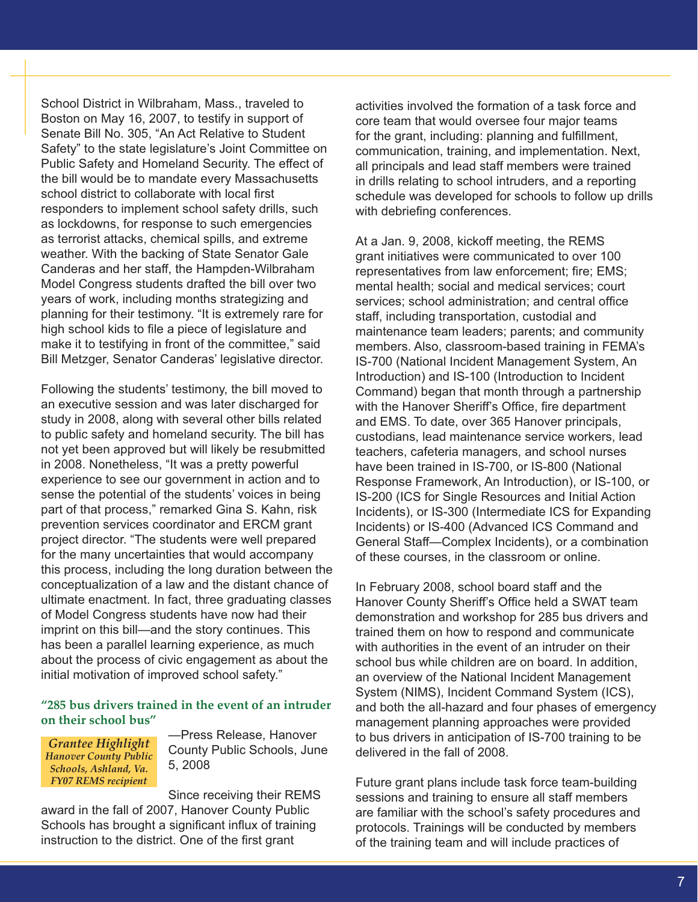School District in Wilbraham, Mass., traveled to Boston on May 16, 2007, to testify in support of Senate Bill No. 305, "An Act Relative to Student Safety" to the state legislature's Joint Committee on Public Safety and Homeland Security. The effect of the bill would be to mandate every Massachusetts school district to collaborate with local first responders to implement school safety drills, such as lockdowns, for response to such emergencies as terrorist attacks, chemical spills, and extreme weather. With the backing of State Senator Gale Canderas and her staff, the Hampden-Wilbraham Model Congress students drafted the bill over two years of work, including months strategizing and planning for their testimony. "It is extremely rare for high school kids to file a piece of legislature and make it to testifying in front of the committee," said Bill Metzger, Senator Canderas' legislative director.

Following the students' testimony, the bill moved to an executive session and was later discharged for study in 2008, along with several other bills related to public safety and homeland security. The bill has not yet been approved but will likely be resubmitted in 2008. Nonetheless, "It was a pretty powerful experience to see our government in action and to sense the potential of the students' voices in being part of that process," remarked Gina S. Kahn, risk prevention services coordinator and ERCM grant project director. "The students were well prepared for the many uncertainties that would accompany this process, including the long duration between the conceptualization of a law and the distant chance of ultimate enactment. In fact, three graduating classes of Model Congress students have now had their imprint on this bill—and the story continues. This has been a parallel learning experience, as much about the process of civic engagement as about the initial motivation of improved school safety."

**"285 bus drivers trained in the event of an intruder on their school bus"**

—Press Release, Hanover County Public Schools, June 5, 2008

*Grantee Highlight*
*Hanover County Public Schools, Ashland, Va.*
*FY07 REMS recipient*

Since receiving their REMS award in the fall of 2007, Hanover County Public Schools has brought a significant influx of training instruction to the district. One of the first grant activities involved the formation of a task force and core team that would oversee four major teams for the grant, including: planning and fulfillment, communication, training, and implementation. Next, all principals and lead staff members were trained in drills relating to school intruders, and a reporting schedule was developed for schools to follow up drills with debriefing conferences.

At a Jan. 9, 2008, kickoff meeting, the REMS grant initiatives were communicated to over 100 representatives from law enforcement; fire; EMS; mental health; social and medical services; court services; school administration; and central office staff, including transportation, custodial and maintenance team leaders; parents; and community members. Also, classroom-based training in FEMA's IS-700 (National Incident Management System, An Introduction) and IS-100 (Introduction to Incident Command) began that month through a partnership with the Hanover Sheriff's Office, fire department and EMS. To date, over 365 Hanover principals, custodians, lead maintenance service workers, lead teachers, cafeteria managers, and school nurses have been trained in IS-700, or IS-800 (National Response Framework, An Introduction), or IS-100, or IS-200 (ICS for Single Resources and Initial Action Incidents), or IS-300 (Intermediate ICS for Expanding Incidents) or IS-400 (Advanced ICS Command and General Staff—Complex Incidents), or a combination of these courses, in the classroom or online.

In February 2008, school board staff and the Hanover County Sheriff's Office held a SWAT team demonstration and workshop for 285 bus drivers and trained them on how to respond and communicate with authorities in the event of an intruder on their school bus while children are on board. In addition, an overview of the National Incident Management System (NIMS), Incident Command System (ICS), and both the all-hazard and four phases of emergency management planning approaches were provided to bus drivers in anticipation of IS-700 training to be delivered in the fall of 2008.

Future grant plans include task force team-building sessions and training to ensure all staff members are familiar with the school's safety procedures and protocols. Trainings will be conducted by members of the training team and will include practices of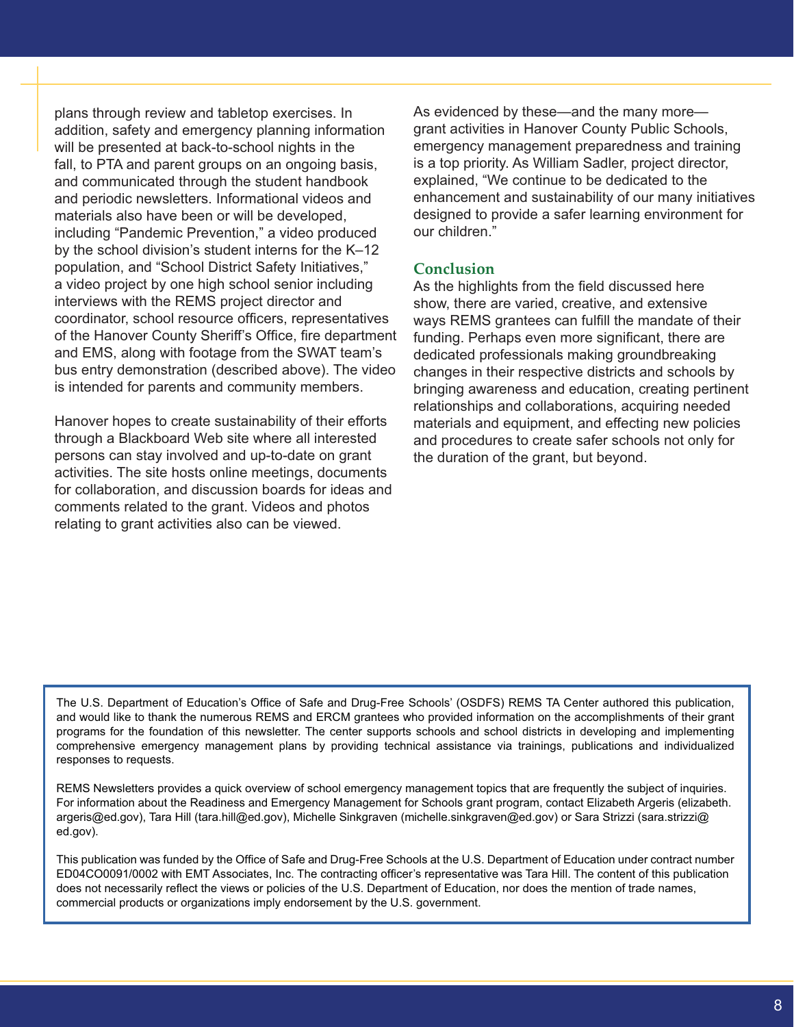plans through review and tabletop exercises. In addition, safety and emergency planning information will be presented at back-to-school nights in the fall, to PTA and parent groups on an ongoing basis, and communicated through the student handbook and periodic newsletters. Informational videos and materials also have been or will be developed, including "Pandemic Prevention," a video produced by the school division's student interns for the K–12 population, and "School District Safety Initiatives," a video project by one high school senior including interviews with the REMS project director and coordinator, school resource officers, representatives of the Hanover County Sheriff's Office, fire department and EMS, along with footage from the SWAT team's bus entry demonstration (described above). The video is intended for parents and community members.

Hanover hopes to create sustainability of their efforts through a Blackboard Web site where all interested persons can stay involved and up-to-date on grant activities. The site hosts online meetings, documents for collaboration, and discussion boards for ideas and comments related to the grant. Videos and photos relating to grant activities also can be viewed.

As evidenced by these—and the many more—grant activities in Hanover County Public Schools, emergency management preparedness and training is a top priority. As William Sadler, project director, explained, "We continue to be dedicated to the enhancement and sustainability of our many initiatives designed to provide a safer learning environment for our children."

### Conclusion

As the highlights from the field discussed here show, there are varied, creative, and extensive ways REMS grantees can fulfill the mandate of their funding. Perhaps even more significant, there are dedicated professionals making groundbreaking changes in their respective districts and schools by bringing awareness and education, creating pertinent relationships and collaborations, acquiring needed materials and equipment, and effecting new policies and procedures to create safer schools not only for the duration of the grant, but beyond.

---

The U.S. Department of Education's Office of Safe and Drug-Free Schools' (OSDFS) REMS TA Center authored this publication, and would like to thank the numerous REMS and ERCM grantees who provided information on the accomplishments of their grant programs for the foundation of this newsletter. The center supports schools and school districts in developing and implementing comprehensive emergency management plans by providing technical assistance via trainings, publications and individualized responses to requests.

REMS Newsletters provides a quick overview of school emergency management topics that are frequently the subject of inquiries. For information about the Readiness and Emergency Management for Schools grant program, contact Elizabeth Argeris (elizabeth.argeris@ed.gov), Tara Hill (tara.hill@ed.gov), Michelle Sinkgraven (michelle.sinkgraven@ed.gov) or Sara Strizzi (sara.strizzi@ed.gov).

This publication was funded by the Office of Safe and Drug-Free Schools at the U.S. Department of Education under contract number ED04CO0091/0002 with EMT Associates, Inc. The contracting officer's representative was Tara Hill. The content of this publication does not necessarily reflect the views or policies of the U.S. Department of Education, nor does the mention of trade names, commercial products or organizations imply endorsement by the U.S. government.